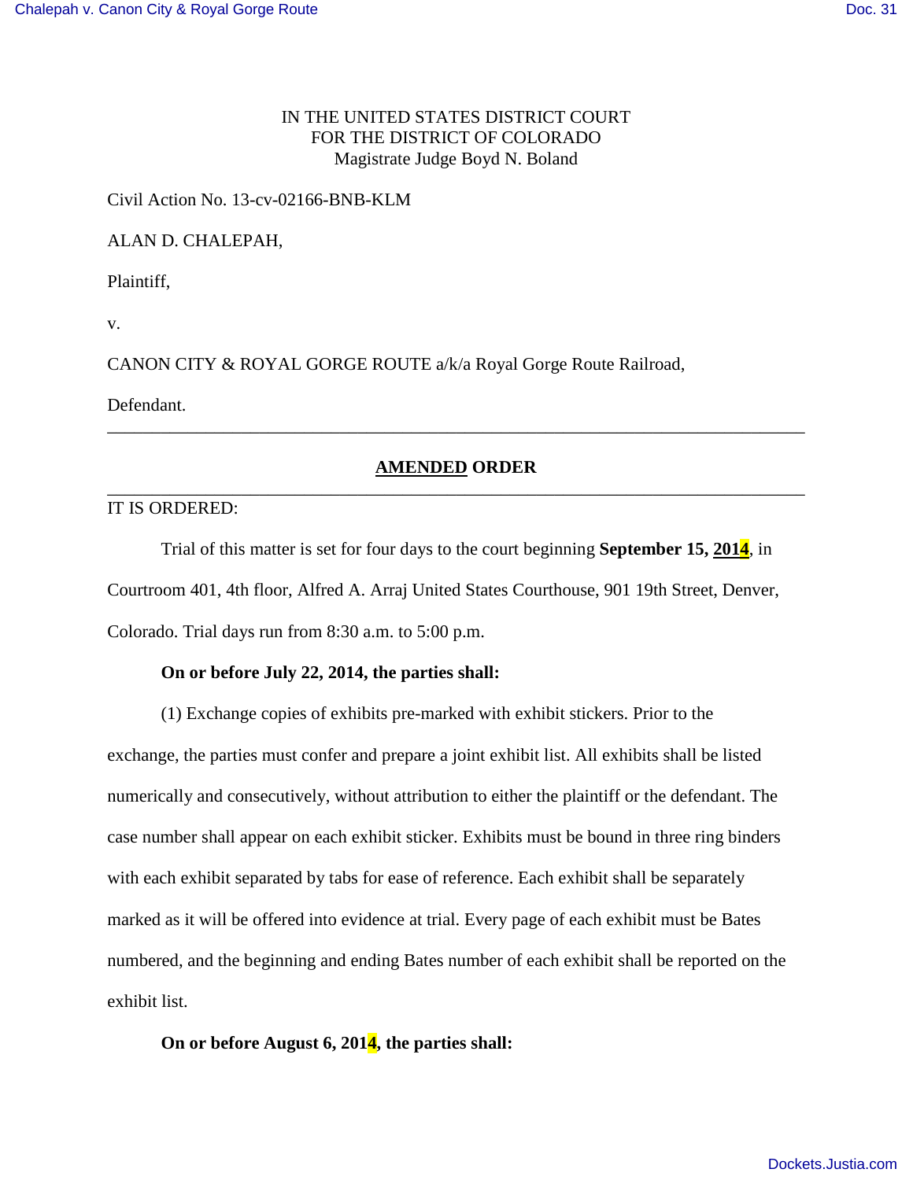IN THE UNITED STATES DISTRICT COURT
FOR THE DISTRICT OF COLORADO
Magistrate Judge Boyd N. Boland

Civil Action No. 13-cv-02166-BNB-KLM

ALAN D. CHALEPAH,

Plaintiff,

v.

CANON CITY & ROYAL GORGE ROUTE a/k/a Royal Gorge Route Railroad,

Defendant.

---

**AMENDED ORDER**

---

IT IS ORDERED:

Trial of this matter is set for four days to the court beginning **September 15, 2014**, in Courtroom 401, 4th floor, Alfred A. Arraj United States Courthouse, 901 19th Street, Denver, Colorado. Trial days run from 8:30 a.m. to 5:00 p.m.

**On or before July 22, 2014, the parties shall:**

(1) Exchange copies of exhibits pre-marked with exhibit stickers. Prior to the exchange, the parties must confer and prepare a joint exhibit list. All exhibits shall be listed numerically and consecutively, without attribution to either the plaintiff or the defendant. The case number shall appear on each exhibit sticker. Exhibits must be bound in three ring binders with each exhibit separated by tabs for ease of reference. Each exhibit shall be separately marked as it will be offered into evidence at trial. Every page of each exhibit must be Bates numbered, and the beginning and ending Bates number of each exhibit shall be reported on the exhibit list.

**On or before August 6, 2014, the parties shall:**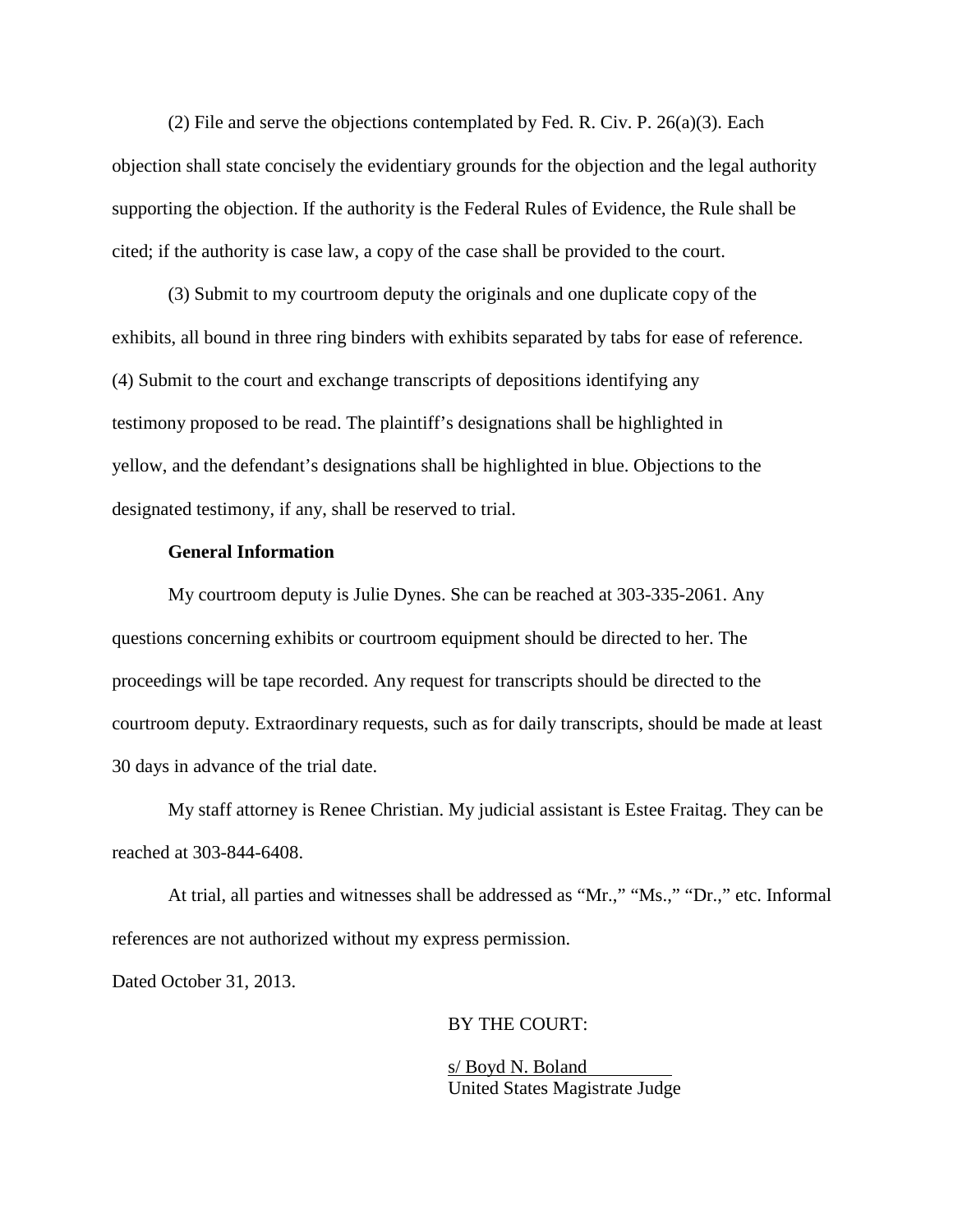(2) File and serve the objections contemplated by Fed. R. Civ. P. 26(a)(3). Each objection shall state concisely the evidentiary grounds for the objection and the legal authority supporting the objection. If the authority is the Federal Rules of Evidence, the Rule shall be cited; if the authority is case law, a copy of the case shall be provided to the court.

(3) Submit to my courtroom deputy the originals and one duplicate copy of the exhibits, all bound in three ring binders with exhibits separated by tabs for ease of reference.

(4) Submit to the court and exchange transcripts of depositions identifying any testimony proposed to be read. The plaintiff's designations shall be highlighted in yellow, and the defendant's designations shall be highlighted in blue. Objections to the designated testimony, if any, shall be reserved to trial.

**General Information**

My courtroom deputy is Julie Dynes. She can be reached at 303-335-2061. Any questions concerning exhibits or courtroom equipment should be directed to her. The proceedings will be tape recorded. Any request for transcripts should be directed to the courtroom deputy. Extraordinary requests, such as for daily transcripts, should be made at least 30 days in advance of the trial date.

My staff attorney is Renee Christian. My judicial assistant is Estee Fraitag. They can be reached at 303-844-6408.

At trial, all parties and witnesses shall be addressed as "Mr.," "Ms.," "Dr.," etc. Informal references are not authorized without my express permission.

Dated October 31, 2013.

BY THE COURT:

s/ Boyd N. Boland
United States Magistrate Judge